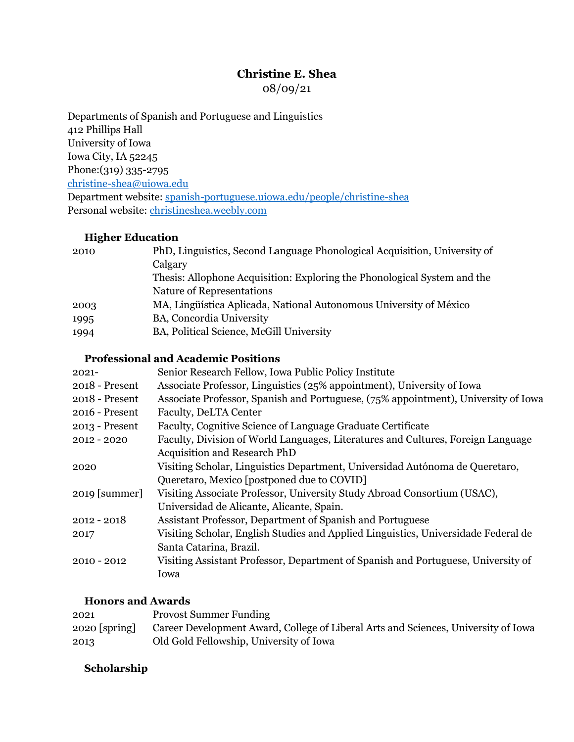# Christine E. Shea

08/09/21

Departments of Spanish and Portuguese and Linguistics
412 Phillips Hall
University of Iowa
Iowa City, IA 52245
Phone:(319) 335-2795
christine-shea@uiowa.edu
Department website: spanish-portuguese.uiowa.edu/people/christine-shea
Personal website: christineshea.weebly.com

## Higher Education

| | |
|---|---|
| 2010 | PhD, Linguistics, Second Language Phonological Acquisition, University of Calgary<br>Thesis: Allophone Acquisition: Exploring the Phonological System and the Nature of Representations |
| 2003 | MA, Lingüística Aplicada, National Autonomous University of México |
| 1995 | BA, Concordia University |
| 1994 | BA, Political Science, McGill University |

## Professional and Academic Positions

| | |
|---|---|
| 2021- | Senior Research Fellow, Iowa Public Policy Institute |
| 2018 - Present | Associate Professor, Linguistics (25% appointment), University of Iowa |
| 2018 - Present | Associate Professor, Spanish and Portuguese, (75% appointment), University of Iowa |
| 2016 - Present | Faculty, DeLTA Center |
| 2013 - Present | Faculty, Cognitive Science of Language Graduate Certificate |
| 2012 - 2020 | Faculty, Division of World Languages, Literatures and Cultures, Foreign Language Acquisition and Research PhD |
| 2020 | Visiting Scholar, Linguistics Department, Universidad Autónoma de Queretaro, Queretaro, Mexico [postponed due to COVID] |
| 2019 [summer] | Visiting Associate Professor, University Study Abroad Consortium (USAC), Universidad de Alicante, Alicante, Spain. |
| 2012 - 2018 | Assistant Professor, Department of Spanish and Portuguese |
| 2017 | Visiting Scholar, English Studies and Applied Linguistics, Universidade Federal de Santa Catarina, Brazil. |
| 2010 - 2012 | Visiting Assistant Professor, Department of Spanish and Portuguese, University of Iowa |

## Honors and Awards

| | |
|---|---|
| 2021 | Provost Summer Funding |
| 2020 [spring] | Career Development Award, College of Liberal Arts and Sciences, University of Iowa |
| 2013 | Old Gold Fellowship, University of Iowa |

## Scholarship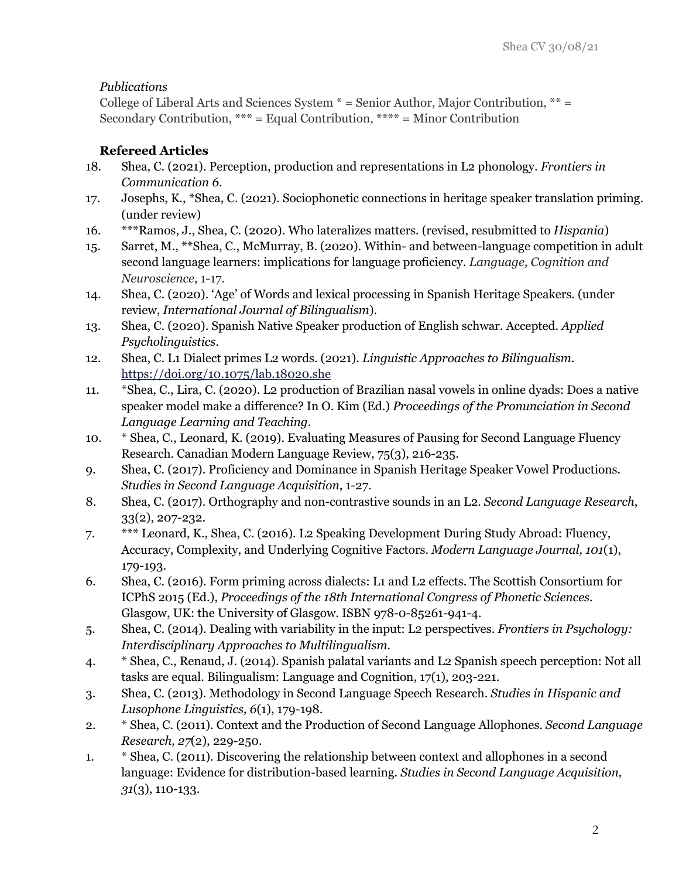*Publications*

College of Liberal Arts and Sciences System * = Senior Author, Major Contribution, ** = Secondary Contribution, *** = Equal Contribution, **** = Minor Contribution

**Refereed Articles**

18. Shea, C. (2021). Perception, production and representations in L2 phonology. *Frontiers in Communication 6*.
17. Josephs, K., *Shea, C. (2021). Sociophonetic connections in heritage speaker translation priming. (under review)
16. ***Ramos, J., Shea, C. (2020). Who lateralizes matters. (revised, resubmitted to *Hispania*)
15. Sarret, M., **Shea, C., McMurray, B. (2020). Within- and between-language competition in adult second language learners: implications for language proficiency. *Language, Cognition and Neuroscience*, 1-17.
14. Shea, C. (2020). 'Age' of Words and lexical processing in Spanish Heritage Speakers. (under review, *International Journal of Bilingualism*).
13. Shea, C. (2020). Spanish Native Speaker production of English schwar. Accepted. *Applied Psycholinguistics*.
12. Shea, C. L1 Dialect primes L2 words. (2021). *Linguistic Approaches to Bilingualism*. https://doi.org/10.1075/lab.18020.she
11. *Shea, C., Lira, C. (2020). L2 production of Brazilian nasal vowels in online dyads: Does a native speaker model make a difference? In O. Kim (Ed.) *Proceedings of the Pronunciation in Second Language Learning and Teaching*.
10. * Shea, C., Leonard, K. (2019). Evaluating Measures of Pausing for Second Language Fluency Research. Canadian Modern Language Review, 75(3), 216-235.
9. Shea, C. (2017). Proficiency and Dominance in Spanish Heritage Speaker Vowel Productions. *Studies in Second Language Acquisition*, 1-27.
8. Shea, C. (2017). Orthography and non-contrastive sounds in an L2. *Second Language Research*, 33(2), 207-232.
7. *** Leonard, K., Shea, C. (2016). L2 Speaking Development During Study Abroad: Fluency, Accuracy, Complexity, and Underlying Cognitive Factors. *Modern Language Journal, 101*(1), 179-193.
6. Shea, C. (2016). Form priming across dialects: L1 and L2 effects. The Scottish Consortium for ICPhS 2015 (Ed.), *Proceedings of the 18th International Congress of Phonetic Sciences*. Glasgow, UK: the University of Glasgow. ISBN 978-0-85261-941-4.
5. Shea, C. (2014). Dealing with variability in the input: L2 perspectives. *Frontiers in Psychology: Interdisciplinary Approaches to Multilingualism*.
4. * Shea, C., Renaud, J. (2014). Spanish palatal variants and L2 Spanish speech perception: Not all tasks are equal. Bilingualism: Language and Cognition, 17(1), 203-221.
3. Shea, C. (2013). Methodology in Second Language Speech Research. *Studies in Hispanic and Lusophone Linguistics, 6*(1), 179-198.
2. * Shea, C. (2011). Context and the Production of Second Language Allophones. *Second Language Research, 27*(2), 229-250.
1. * Shea, C. (2011). Discovering the relationship between context and allophones in a second language: Evidence for distribution-based learning. *Studies in Second Language Acquisition, 31*(3), 110-133.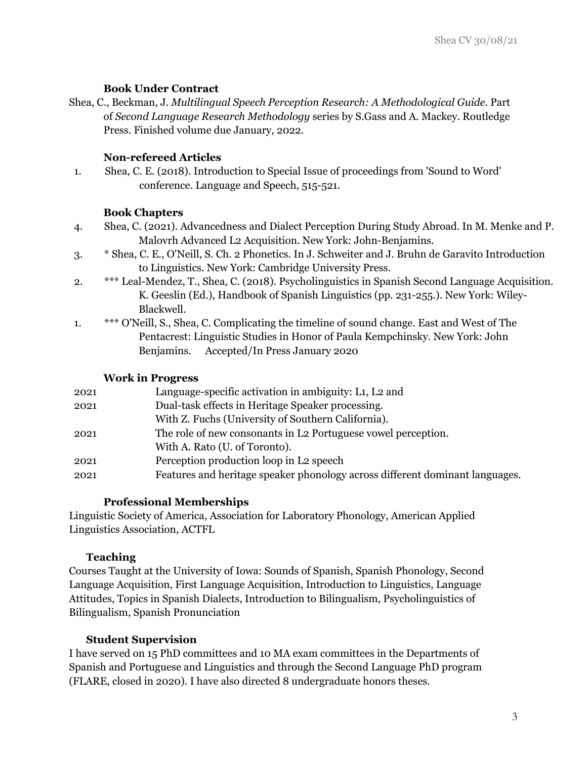### Book Under Contract

Shea, C., Beckman, J. *Multilingual Speech Perception Research: A Methodological Guide*. Part of *Second Language Research Methodology* series by S.Gass and A. Mackey. Routledge Press. Finished volume due January, 2022.

### Non-refereed Articles

1. Shea, C. E. (2018). Introduction to Special Issue of proceedings from 'Sound to Word' conference. Language and Speech, 515-521.

### Book Chapters

4. Shea, C. (2021). Advancedness and Dialect Perception During Study Abroad. In M. Menke and P. Malovrh Advanced L2 Acquisition. New York: John-Benjamins.
3. * Shea, C. E., O'Neill, S. Ch. 2 Phonetics. In J. Schweiter and J. Bruhn de Garavito Introduction to Linguistics. New York: Cambridge University Press.
2. *** Leal-Mendez, T., Shea, C. (2018). Psycholinguistics in Spanish Second Language Acquisition. K. Geeslin (Ed.), Handbook of Spanish Linguistics (pp. 231-255.). New York: Wiley-Blackwell.
1. *** O'Neill, S., Shea, C. Complicating the timeline of sound change. East and West of The Pentacrest: Linguistic Studies in Honor of Paula Kempchinsky. New York: John Benjamins. Accepted/In Press January 2020

### Work in Progress

| | |
|---|---|
| 2021 | Language-specific activation in ambiguity: L1, L2 and |
| 2021 | Dual-task effects in Heritage Speaker processing. With Z. Fuchs (University of Southern California). |
| 2021 | The role of new consonants in L2 Portuguese vowel perception. With A. Rato (U. of Toronto). |
| 2021 | Perception production loop in L2 speech |
| 2021 | Features and heritage speaker phonology across different dominant languages. |

### Professional Memberships

Linguistic Society of America, Association for Laboratory Phonology, American Applied Linguistics Association, ACTFL

### Teaching

Courses Taught at the University of Iowa: Sounds of Spanish, Spanish Phonology, Second Language Acquisition, First Language Acquisition, Introduction to Linguistics, Language Attitudes, Topics in Spanish Dialects, Introduction to Bilingualism, Psycholinguistics of Bilingualism, Spanish Pronunciation

### Student Supervision

I have served on 15 PhD committees and 10 MA exam committees in the Departments of Spanish and Portuguese and Linguistics and through the Second Language PhD program (FLARE, closed in 2020). I have also directed 8 undergraduate honors theses.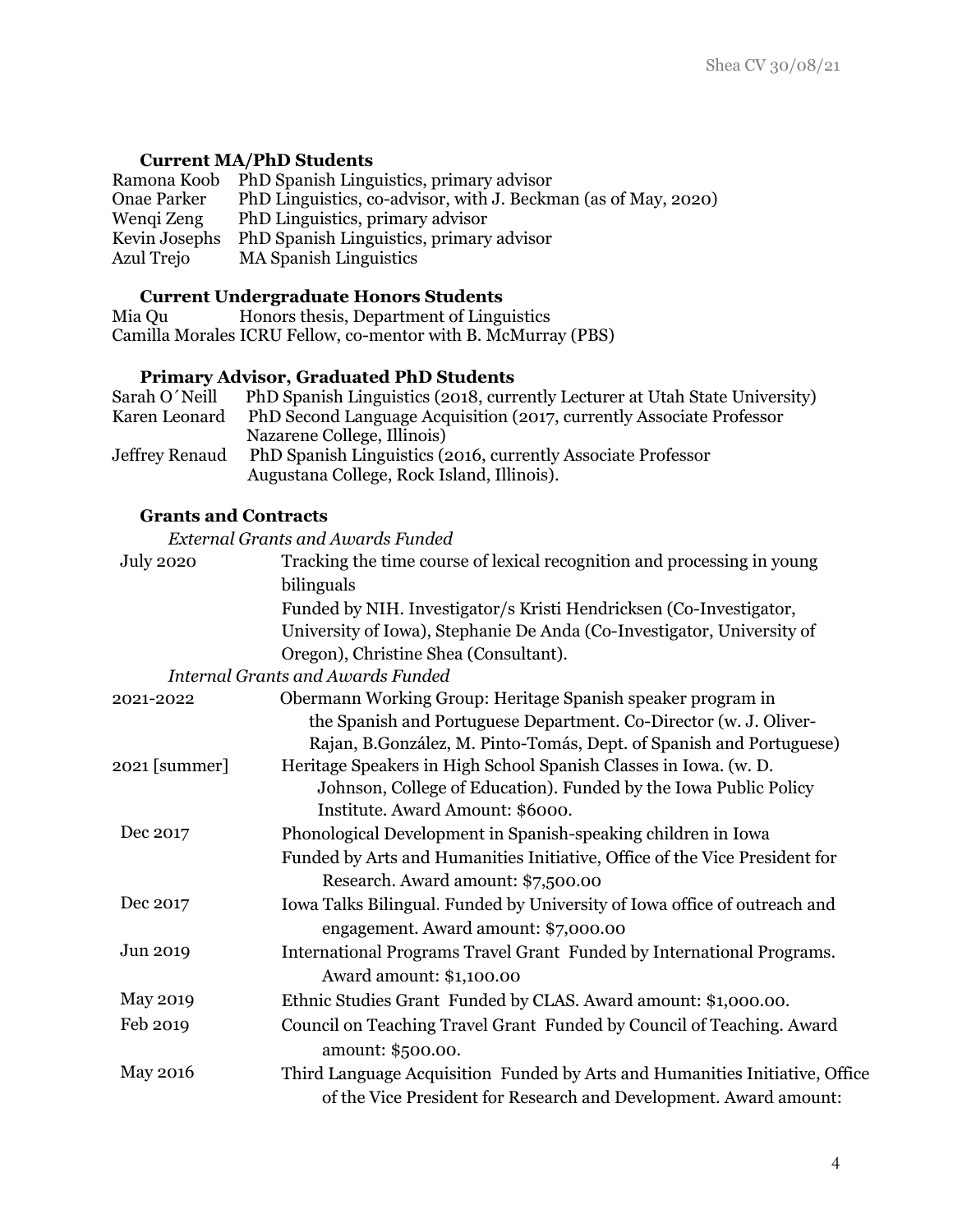### Current MA/PhD Students

Ramona Koob PhD Spanish Linguistics, primary advisor
Onae Parker PhD Linguistics, co-advisor, with J. Beckman (as of May, 2020)
Wenqi Zeng PhD Linguistics, primary advisor
Kevin Josephs PhD Spanish Linguistics, primary advisor
Azul Trejo MA Spanish Linguistics

### Current Undergraduate Honors Students

Mia Qu Honors thesis, Department of Linguistics
Camilla Morales ICRU Fellow, co-mentor with B. McMurray (PBS)

### Primary Advisor, Graduated PhD Students

Sarah O´Neill PhD Spanish Linguistics (2018, currently Lecturer at Utah State University)
Karen Leonard PhD Second Language Acquisition (2017, currently Associate Professor Nazarene College, Illinois)
Jeffrey Renaud PhD Spanish Linguistics (2016, currently Associate Professor Augustana College, Rock Island, Illinois).

### Grants and Contracts

*External Grants and Awards Funded*

July 2020 Tracking the time course of lexical recognition and processing in young bilinguals
Funded by NIH. Investigator/s Kristi Hendricksen (Co-Investigator, University of Iowa), Stephanie De Anda (Co-Investigator, University of Oregon), Christine Shea (Consultant).

*Internal Grants and Awards Funded*

2021-2022 Obermann Working Group: Heritage Spanish speaker program in the Spanish and Portuguese Department. Co-Director (w. J. Oliver-Rajan, B.González, M. Pinto-Tomás, Dept. of Spanish and Portuguese)

2021 [summer] Heritage Speakers in High School Spanish Classes in Iowa. (w. D. Johnson, College of Education). Funded by the Iowa Public Policy Institute. Award Amount: $6000.

Dec 2017 Phonological Development in Spanish-speaking children in Iowa
Funded by Arts and Humanities Initiative, Office of the Vice President for Research. Award amount: $7,500.00

Dec 2017 Iowa Talks Bilingual. Funded by University of Iowa office of outreach and engagement. Award amount: $7,000.00

Jun 2019 International Programs Travel Grant Funded by International Programs. Award amount: $1,100.00

May 2019 Ethnic Studies Grant Funded by CLAS. Award amount: $1,000.00.

Feb 2019 Council on Teaching Travel Grant Funded by Council of Teaching. Award amount: $500.00.

May 2016 Third Language Acquisition Funded by Arts and Humanities Initiative, Office of the Vice President for Research and Development. Award amount: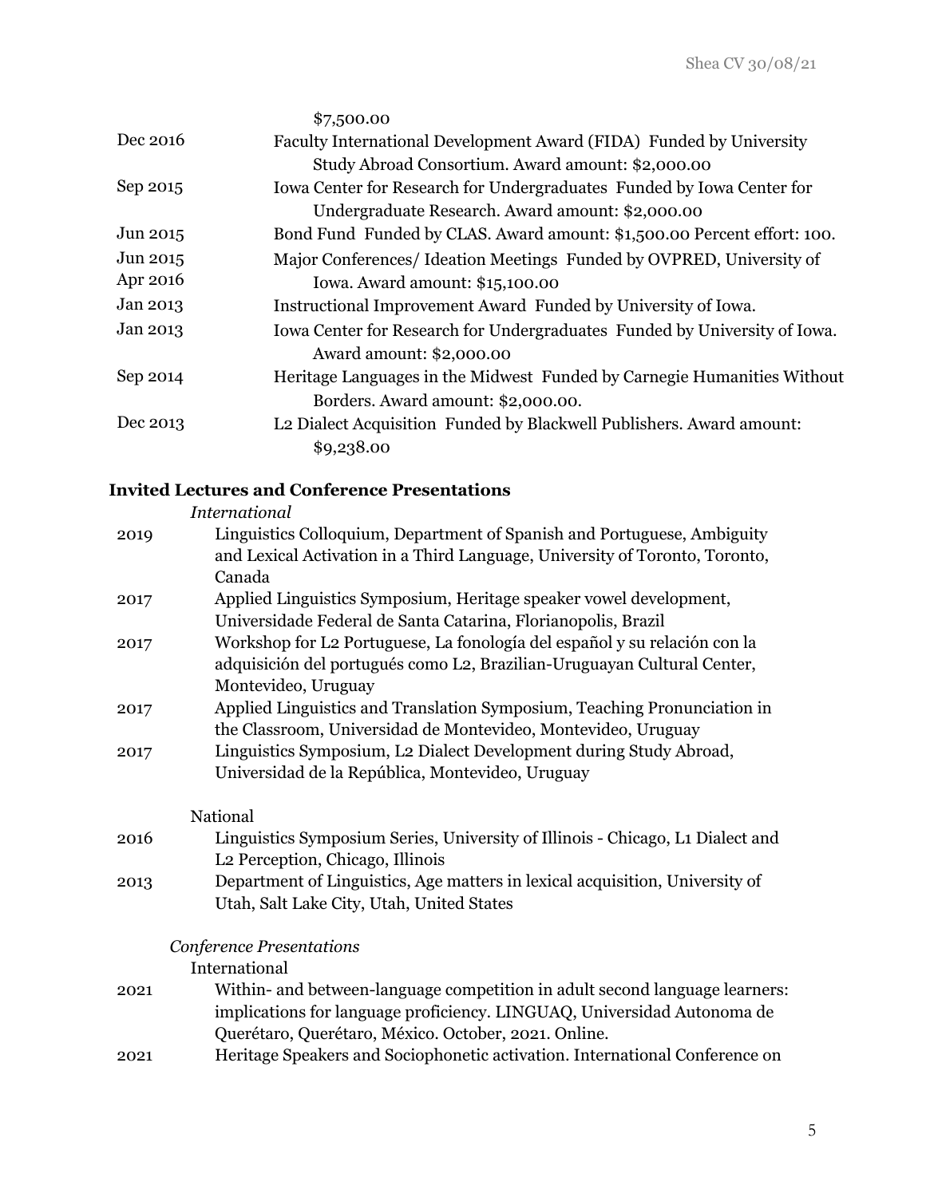| | |
|---|---|
| | $7,500.00 |
| Dec 2016 | Faculty International Development Award (FIDA) Funded by University Study Abroad Consortium. Award amount: $2,000.00 |
| Sep 2015 | Iowa Center for Research for Undergraduates Funded by Iowa Center for Undergraduate Research. Award amount: $2,000.00 |
| Jun 2015 | Bond Fund Funded by CLAS. Award amount: $1,500.00 Percent effort: 100. |
| Jun 2015<br>Apr 2016 | Major Conferences/ Ideation Meetings Funded by OVPRED, University of Iowa. Award amount: $15,100.00 |
| Jan 2013 | Instructional Improvement Award Funded by University of Iowa. |
| Jan 2013 | Iowa Center for Research for Undergraduates Funded by University of Iowa. Award amount: $2,000.00 |
| Sep 2014 | Heritage Languages in the Midwest Funded by Carnegie Humanities Without Borders. Award amount: $2,000.00. |
| Dec 2013 | L2 Dialect Acquisition Funded by Blackwell Publishers. Award amount: $9,238.00 |

## Invited Lectures and Conference Presentations

*International*

2019 Linguistics Colloquium, Department of Spanish and Portuguese, Ambiguity and Lexical Activation in a Third Language, University of Toronto, Toronto, Canada

2017 Applied Linguistics Symposium, Heritage speaker vowel development, Universidade Federal de Santa Catarina, Florianopolis, Brazil

2017 Workshop for L2 Portuguese, La fonología del español y su relación con la adquisición del portugués como L2, Brazilian-Uruguayan Cultural Center, Montevideo, Uruguay

2017 Applied Linguistics and Translation Symposium, Teaching Pronunciation in the Classroom, Universidad de Montevideo, Montevideo, Uruguay

2017 Linguistics Symposium, L2 Dialect Development during Study Abroad, Universidad de la República, Montevideo, Uruguay

National

2016 Linguistics Symposium Series, University of Illinois - Chicago, L1 Dialect and L2 Perception, Chicago, Illinois

2013 Department of Linguistics, Age matters in lexical acquisition, University of Utah, Salt Lake City, Utah, United States

*Conference Presentations*

International

2021 Within- and between-language competition in adult second language learners: implications for language proficiency. LINGUAQ, Universidad Autonoma de Querétaro, Querétaro, México. October, 2021. Online.

2021 Heritage Speakers and Sociophonetic activation. International Conference on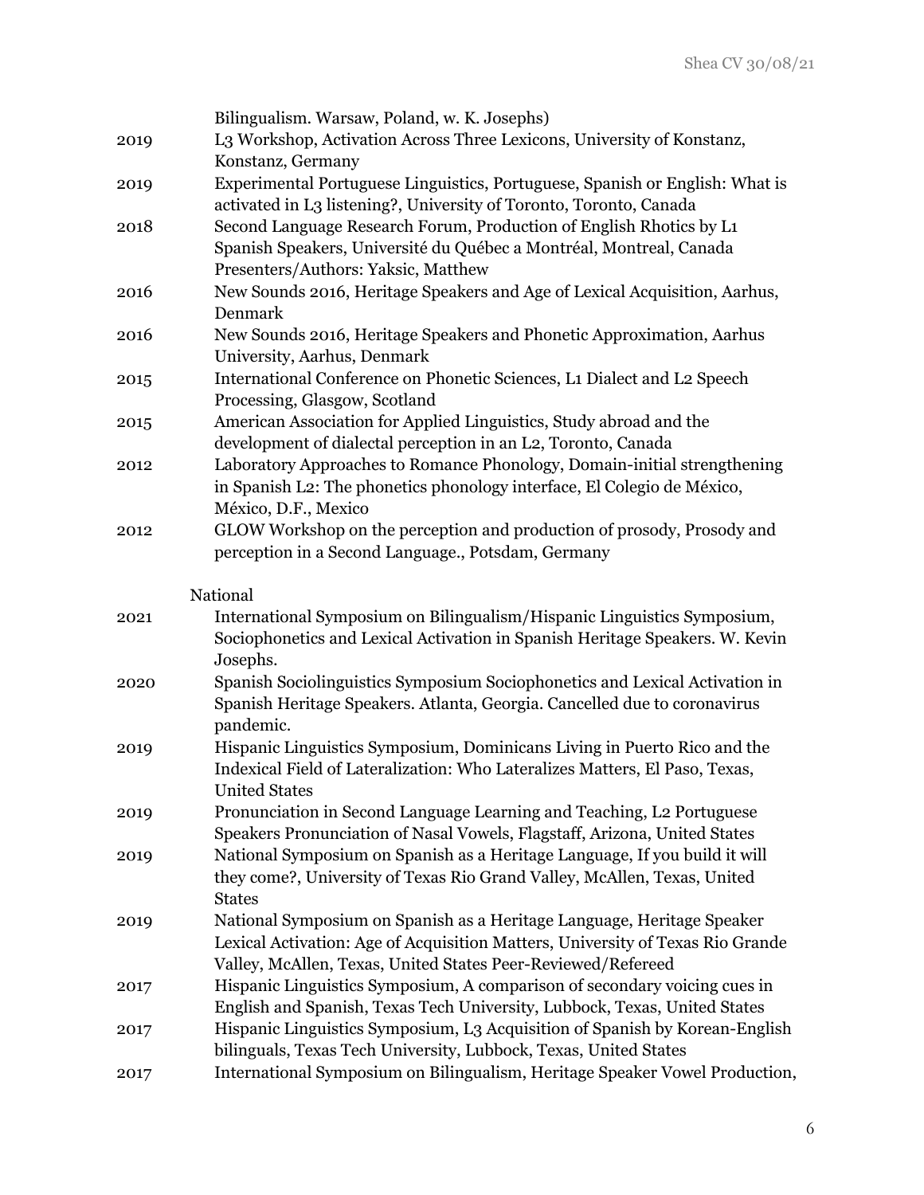Bilingualism. Warsaw, Poland, w. K. Josephs)

2019 L3 Workshop, Activation Across Three Lexicons, University of Konstanz, Konstanz, Germany

2019 Experimental Portuguese Linguistics, Portuguese, Spanish or English: What is activated in L3 listening?, University of Toronto, Toronto, Canada

2018 Second Language Research Forum, Production of English Rhotics by L1 Spanish Speakers, Université du Québec a Montréal, Montreal, Canada Presenters/Authors: Yaksic, Matthew

2016 New Sounds 2016, Heritage Speakers and Age of Lexical Acquisition, Aarhus, Denmark

2016 New Sounds 2016, Heritage Speakers and Phonetic Approximation, Aarhus University, Aarhus, Denmark

2015 International Conference on Phonetic Sciences, L1 Dialect and L2 Speech Processing, Glasgow, Scotland

2015 American Association for Applied Linguistics, Study abroad and the development of dialectal perception in an L2, Toronto, Canada

2012 Laboratory Approaches to Romance Phonology, Domain-initial strengthening in Spanish L2: The phonetics phonology interface, El Colegio de México, México, D.F., Mexico

2012 GLOW Workshop on the perception and production of prosody, Prosody and perception in a Second Language., Potsdam, Germany

National

2021 International Symposium on Bilingualism/Hispanic Linguistics Symposium, Sociophonetics and Lexical Activation in Spanish Heritage Speakers. W. Kevin Josephs.

2020 Spanish Sociolinguistics Symposium Sociophonetics and Lexical Activation in Spanish Heritage Speakers. Atlanta, Georgia. Cancelled due to coronavirus pandemic.

2019 Hispanic Linguistics Symposium, Dominicans Living in Puerto Rico and the Indexical Field of Lateralization: Who Lateralizes Matters, El Paso, Texas, United States

2019 Pronunciation in Second Language Learning and Teaching, L2 Portuguese Speakers Pronunciation of Nasal Vowels, Flagstaff, Arizona, United States

2019 National Symposium on Spanish as a Heritage Language, If you build it will they come?, University of Texas Rio Grand Valley, McAllen, Texas, United States

2019 National Symposium on Spanish as a Heritage Language, Heritage Speaker Lexical Activation: Age of Acquisition Matters, University of Texas Rio Grande Valley, McAllen, Texas, United States Peer-Reviewed/Refereed

2017 Hispanic Linguistics Symposium, A comparison of secondary voicing cues in English and Spanish, Texas Tech University, Lubbock, Texas, United States

2017 Hispanic Linguistics Symposium, L3 Acquisition of Spanish by Korean-English bilinguals, Texas Tech University, Lubbock, Texas, United States

2017 International Symposium on Bilingualism, Heritage Speaker Vowel Production,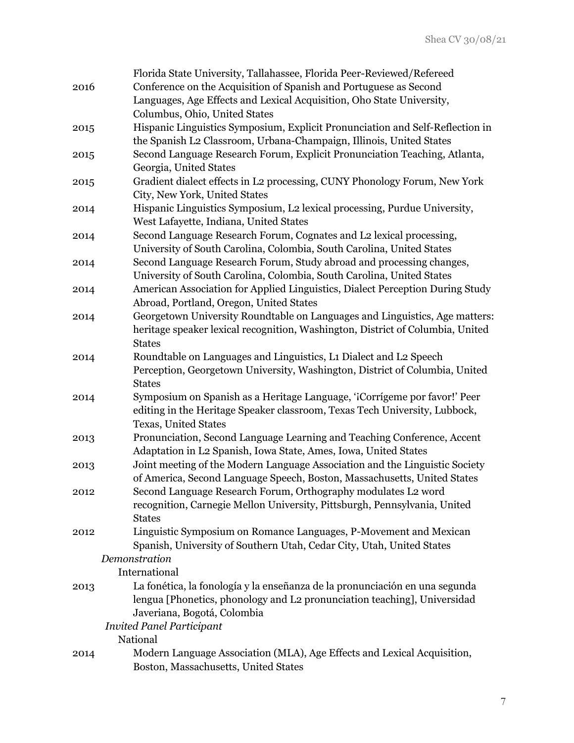Florida State University, Tallahassee, Florida Peer-Reviewed/Refereed

2016 Conference on the Acquisition of Spanish and Portuguese as Second Languages, Age Effects and Lexical Acquisition, Oho State University, Columbus, Ohio, United States

2015 Hispanic Linguistics Symposium, Explicit Pronunciation and Self-Reflection in the Spanish L2 Classroom, Urbana-Champaign, Illinois, United States

2015 Second Language Research Forum, Explicit Pronunciation Teaching, Atlanta, Georgia, United States

2015 Gradient dialect effects in L2 processing, CUNY Phonology Forum, New York City, New York, United States

2014 Hispanic Linguistics Symposium, L2 lexical processing, Purdue University, West Lafayette, Indiana, United States

2014 Second Language Research Forum, Cognates and L2 lexical processing, University of South Carolina, Colombia, South Carolina, United States

2014 Second Language Research Forum, Study abroad and processing changes, University of South Carolina, Colombia, South Carolina, United States

2014 American Association for Applied Linguistics, Dialect Perception During Study Abroad, Portland, Oregon, United States

2014 Georgetown University Roundtable on Languages and Linguistics, Age matters: heritage speaker lexical recognition, Washington, District of Columbia, United States

2014 Roundtable on Languages and Linguistics, L1 Dialect and L2 Speech Perception, Georgetown University, Washington, District of Columbia, United States

2014 Symposium on Spanish as a Heritage Language, '¡Corrígeme por favor!' Peer editing in the Heritage Speaker classroom, Texas Tech University, Lubbock, Texas, United States

2013 Pronunciation, Second Language Learning and Teaching Conference, Accent Adaptation in L2 Spanish, Iowa State, Ames, Iowa, United States

2013 Joint meeting of the Modern Language Association and the Linguistic Society of America, Second Language Speech, Boston, Massachusetts, United States

2012 Second Language Research Forum, Orthography modulates L2 word recognition, Carnegie Mellon University, Pittsburgh, Pennsylvania, United States

2012 Linguistic Symposium on Romance Languages, P-Movement and Mexican Spanish, University of Southern Utah, Cedar City, Utah, United States

*Demonstration*

International

2013 La fonética, la fonología y la enseñanza de la pronunciación en una segunda lengua [Phonetics, phonology and L2 pronunciation teaching], Universidad Javeriana, Bogotá, Colombia

*Invited Panel Participant*

National

2014 Modern Language Association (MLA), Age Effects and Lexical Acquisition, Boston, Massachusetts, United States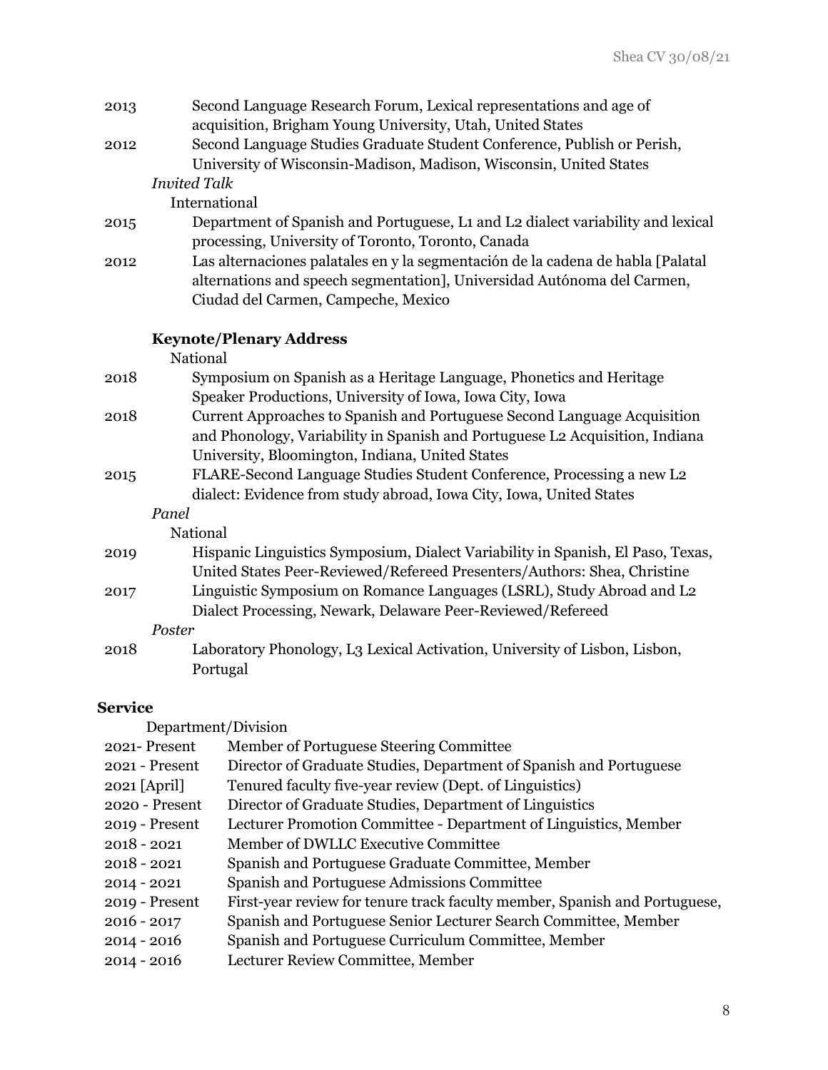2013 Second Language Research Forum, Lexical representations and age of acquisition, Brigham Young University, Utah, United States

2012 Second Language Studies Graduate Student Conference, Publish or Perish, University of Wisconsin-Madison, Madison, Wisconsin, United States

*Invited Talk*

International

2015 Department of Spanish and Portuguese, L1 and L2 dialect variability and lexical processing, University of Toronto, Toronto, Canada

2012 Las alternaciones palatales en y la segmentación de la cadena de habla [Palatal alternations and speech segmentation], Universidad Autónoma del Carmen, Ciudad del Carmen, Campeche, Mexico

**Keynote/Plenary Address**

National

2018 Symposium on Spanish as a Heritage Language, Phonetics and Heritage Speaker Productions, University of Iowa, Iowa City, Iowa

2018 Current Approaches to Spanish and Portuguese Second Language Acquisition and Phonology, Variability in Spanish and Portuguese L2 Acquisition, Indiana University, Bloomington, Indiana, United States

2015 FLARE-Second Language Studies Student Conference, Processing a new L2 dialect: Evidence from study abroad, Iowa City, Iowa, United States

*Panel*

National

2019 Hispanic Linguistics Symposium, Dialect Variability in Spanish, El Paso, Texas, United States Peer-Reviewed/Refereed Presenters/Authors: Shea, Christine

2017 Linguistic Symposium on Romance Languages (LSRL), Study Abroad and L2 Dialect Processing, Newark, Delaware Peer-Reviewed/Refereed

*Poster*

2018 Laboratory Phonology, L3 Lexical Activation, University of Lisbon, Lisbon, Portugal

## Service

Department/Division

2021- Present Member of Portuguese Steering Committee

2021 - Present Director of Graduate Studies, Department of Spanish and Portuguese

2021 [April] Tenured faculty five-year review (Dept. of Linguistics)

2020 - Present Director of Graduate Studies, Department of Linguistics

2019 - Present Lecturer Promotion Committee - Department of Linguistics, Member

2018 - 2021 Member of DWLLC Executive Committee

2018 - 2021 Spanish and Portuguese Graduate Committee, Member

2014 - 2021 Spanish and Portuguese Admissions Committee

2019 - Present First-year review for tenure track faculty member, Spanish and Portuguese,

2016 - 2017 Spanish and Portuguese Senior Lecturer Search Committee, Member

2014 - 2016 Spanish and Portuguese Curriculum Committee, Member

2014 - 2016 Lecturer Review Committee, Member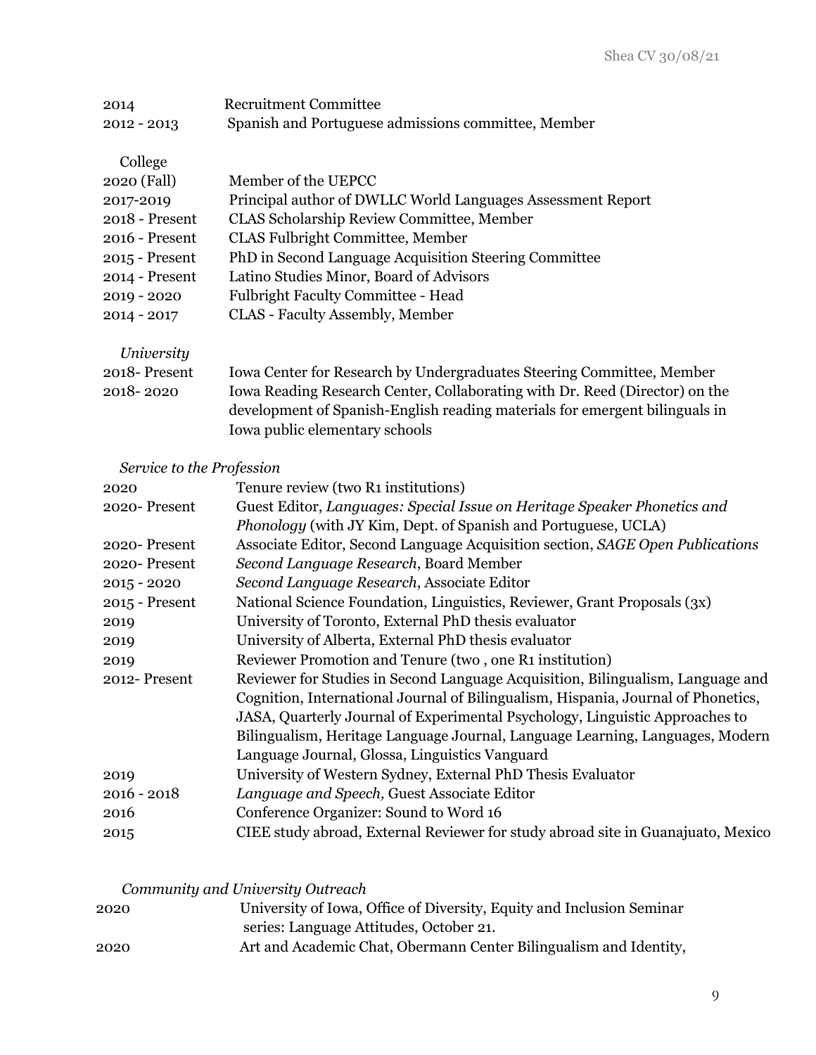2014 Recruitment Committee
2012 - 2013 Spanish and Portuguese admissions committee, Member

College

2020 (Fall) Member of the UEPCC
2017-2019 Principal author of DWLLC World Languages Assessment Report
2018 - Present CLAS Scholarship Review Committee, Member
2016 - Present CLAS Fulbright Committee, Member
2015 - Present PhD in Second Language Acquisition Steering Committee
2014 - Present Latino Studies Minor, Board of Advisors
2019 - 2020 Fulbright Faculty Committee - Head
2014 - 2017 CLAS - Faculty Assembly, Member

*University*

2018- Present Iowa Center for Research by Undergraduates Steering Committee, Member
2018- 2020 Iowa Reading Research Center, Collaborating with Dr. Reed (Director) on the development of Spanish-English reading materials for emergent bilinguals in Iowa public elementary schools

*Service to the Profession*

2020 Tenure review (two R1 institutions)
2020- Present Guest Editor, *Languages: Special Issue on Heritage Speaker Phonetics and Phonology* (with JY Kim, Dept. of Spanish and Portuguese, UCLA)
2020- Present Associate Editor, Second Language Acquisition section, *SAGE Open Publications*
2020- Present *Second Language Research*, Board Member
2015 - 2020 *Second Language Research*, Associate Editor
2015 - Present National Science Foundation, Linguistics, Reviewer, Grant Proposals (3x)
2019 University of Toronto, External PhD thesis evaluator
2019 University of Alberta, External PhD thesis evaluator
2019 Reviewer Promotion and Tenure (two , one R1 institution)
2012- Present Reviewer for Studies in Second Language Acquisition, Bilingualism, Language and Cognition, International Journal of Bilingualism, Hispania, Journal of Phonetics, JASA, Quarterly Journal of Experimental Psychology, Linguistic Approaches to Bilingualism, Heritage Language Journal, Language Learning, Languages, Modern Language Journal, Glossa, Linguistics Vanguard
2019 University of Western Sydney, External PhD Thesis Evaluator
2016 - 2018 *Language and Speech,* Guest Associate Editor
2016 Conference Organizer: Sound to Word 16
2015 CIEE study abroad, External Reviewer for study abroad site in Guanajuato, Mexico

*Community and University Outreach*

2020 University of Iowa, Office of Diversity, Equity and Inclusion Seminar series: Language Attitudes, October 21.
2020 Art and Academic Chat, Obermann Center Bilingualism and Identity,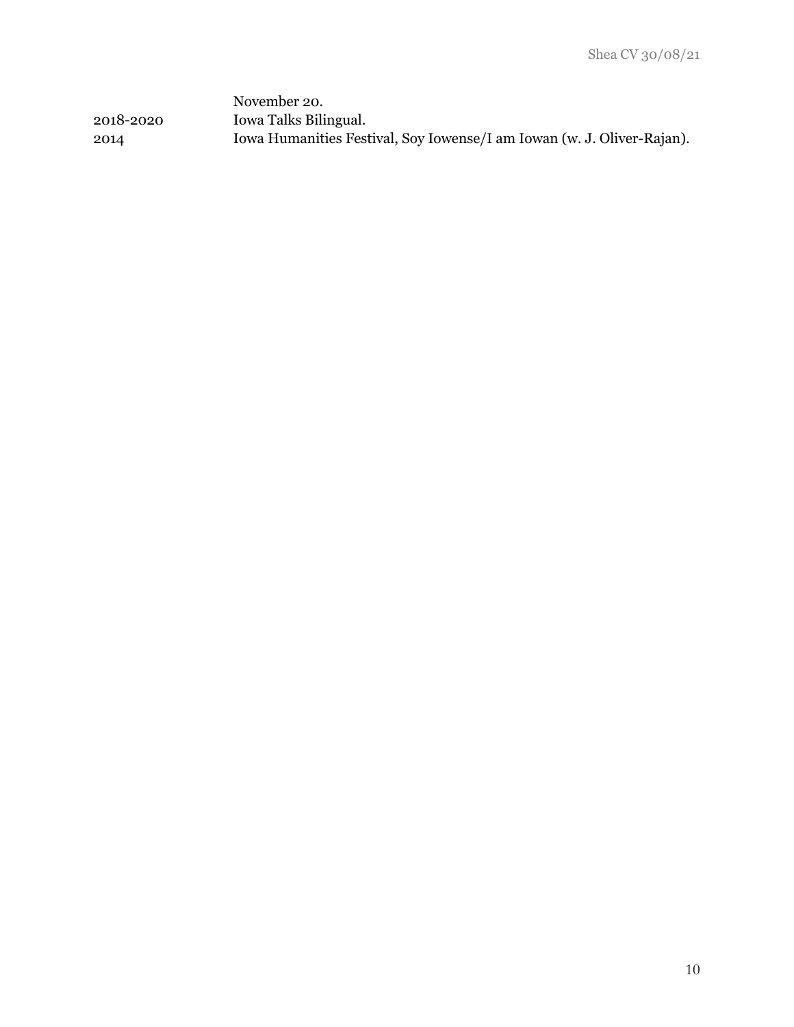| | |
|---|---|
| | November 20. |
| 2018-2020 | Iowa Talks Bilingual. |
| 2014 | Iowa Humanities Festival, Soy Iowense/I am Iowan (w. J. Oliver-Rajan). |